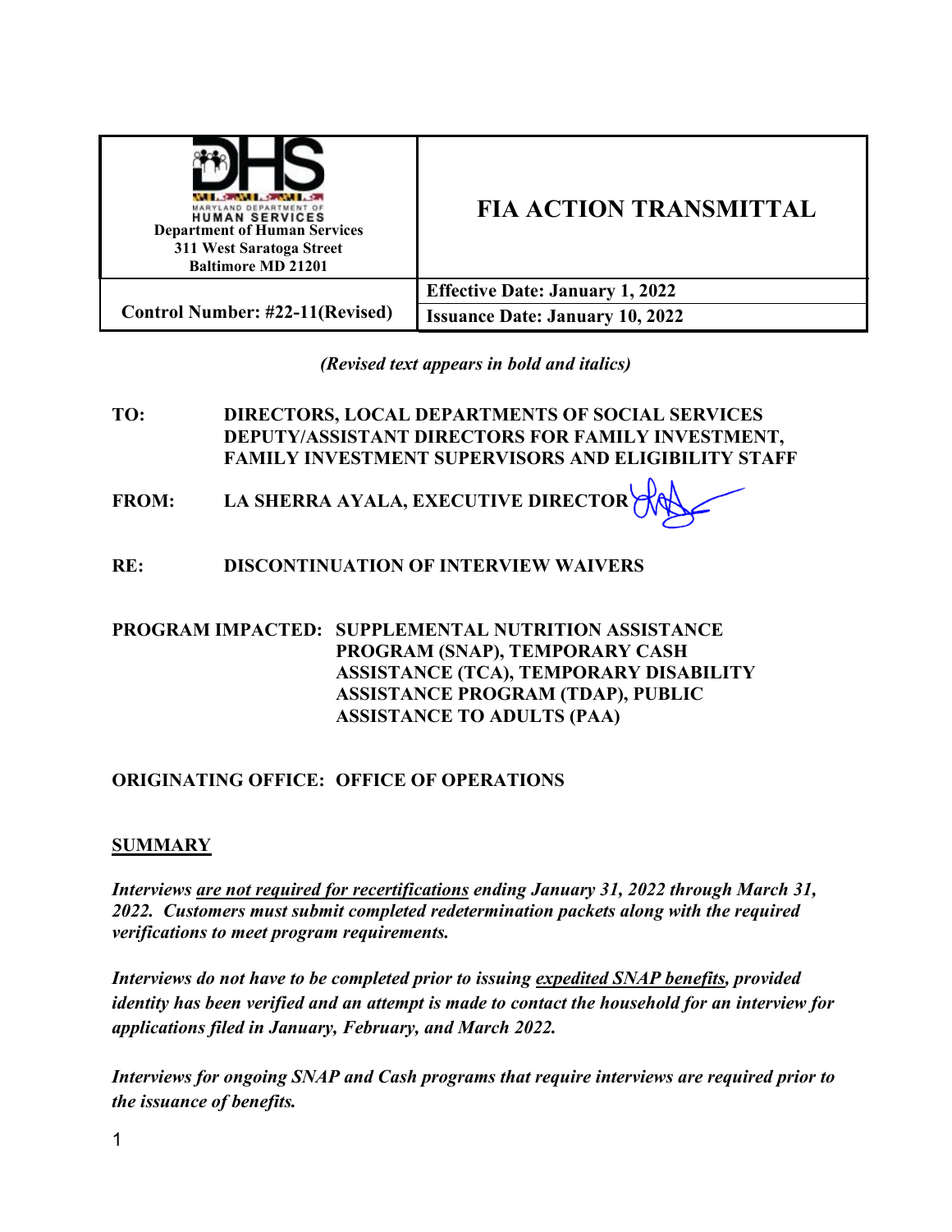| Maryland Department of Human Services<br>Department of Human Services<br>311 West Saratoga Street<br>Baltimore MD 21201 | **FIA ACTION TRANSMITTAL** |
|---|---|
| **Control Number: #22-11(Revised)** | **Effective Date: January 1, 2022**<br>**Issuance Date: January 10, 2022** |

*(Revised text appears in bold and italics)*

**TO:** DIRECTORS, LOCAL DEPARTMENTS OF SOCIAL SERVICES DEPUTY/ASSISTANT DIRECTORS FOR FAMILY INVESTMENT, FAMILY INVESTMENT SUPERVISORS AND ELIGIBILITY STAFF

**FROM:** LA SHERRA AYALA, EXECUTIVE DIRECTOR

**RE:** DISCONTINUATION OF INTERVIEW WAIVERS

**PROGRAM IMPACTED:** SUPPLEMENTAL NUTRITION ASSISTANCE PROGRAM (SNAP), TEMPORARY CASH ASSISTANCE (TCA), TEMPORARY DISABILITY ASSISTANCE PROGRAM (TDAP), PUBLIC ASSISTANCE TO ADULTS (PAA)

**ORIGINATING OFFICE:** OFFICE OF OPERATIONS

## SUMMARY

***Interviews <u>are not required for recertifications</u> ending January 31, 2022 through March 31, 2022. Customers must submit completed redetermination packets along with the required verifications to meet program requirements.***

***Interviews do not have to be completed prior to issuing <u>expedited SNAP benefits</u>, provided identity has been verified and an attempt is made to contact the household for an interview for applications filed in January, February, and March 2022.***

***Interviews for ongoing SNAP and Cash programs that require interviews are required prior to the issuance of benefits.***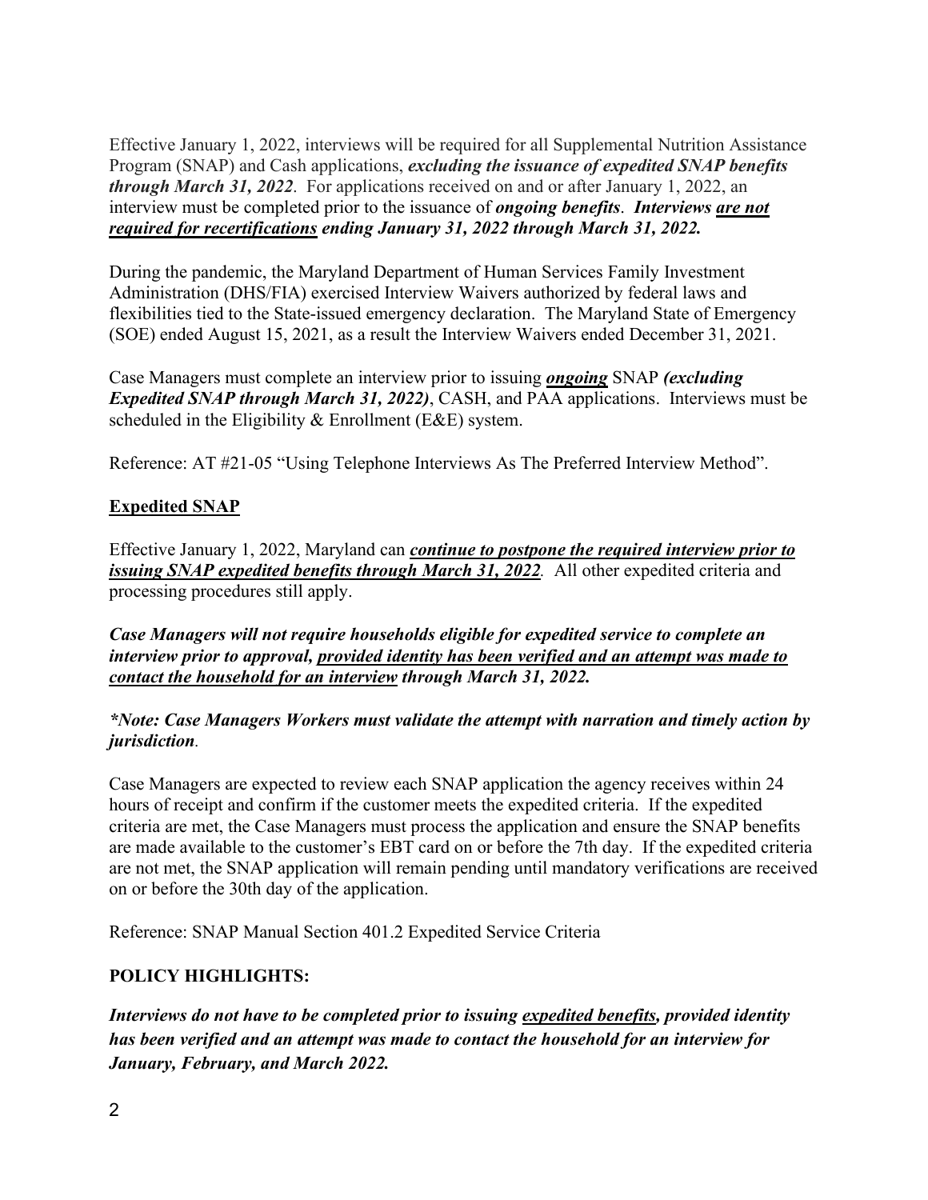Effective January 1, 2022, interviews will be required for all Supplemental Nutrition Assistance Program (SNAP) and Cash applications, ***excluding the issuance of expedited SNAP benefits through March 31, 2022***. For applications received on and or after January 1, 2022, an interview must be completed prior to the issuance of ***ongoing benefits***. ***Interviews <u>are not required for recertifications</u> ending January 31, 2022 through March 31, 2022.***

During the pandemic, the Maryland Department of Human Services Family Investment Administration (DHS/FIA) exercised Interview Waivers authorized by federal laws and flexibilities tied to the State-issued emergency declaration. The Maryland State of Emergency (SOE) ended August 15, 2021, as a result the Interview Waivers ended December 31, 2021.

Case Managers must complete an interview prior to issuing ***<u>ongoing</u>*** SNAP ***(excluding Expedited SNAP through March 31, 2022)***, CASH, and PAA applications. Interviews must be scheduled in the Eligibility & Enrollment (E&E) system.

Reference: AT #21-05 "Using Telephone Interviews As The Preferred Interview Method".

## <u>Expedited SNAP</u>

Effective January 1, 2022, Maryland can ***<u>continue to postpone the required interview prior to issuing SNAP expedited benefits through March 31, 2022</u>***. All other expedited criteria and processing procedures still apply.

***Case Managers will not require households eligible for expedited service to complete an interview prior to approval, <u>provided identity has been verified and an attempt was made to contact the household for an interview</u> through March 31, 2022.***

****Note: Case Managers Workers must validate the attempt with narration and timely action by jurisdiction***.

Case Managers are expected to review each SNAP application the agency receives within 24 hours of receipt and confirm if the customer meets the expedited criteria. If the expedited criteria are met, the Case Managers must process the application and ensure the SNAP benefits are made available to the customer's EBT card on or before the 7th day. If the expedited criteria are not met, the SNAP application will remain pending until mandatory verifications are received on or before the 30th day of the application.

Reference: SNAP Manual Section 401.2 Expedited Service Criteria

## POLICY HIGHLIGHTS:

***Interviews do not have to be completed prior to issuing <u>expedited benefits</u>, provided identity has been verified and an attempt was made to contact the household for an interview for January, February, and March 2022.***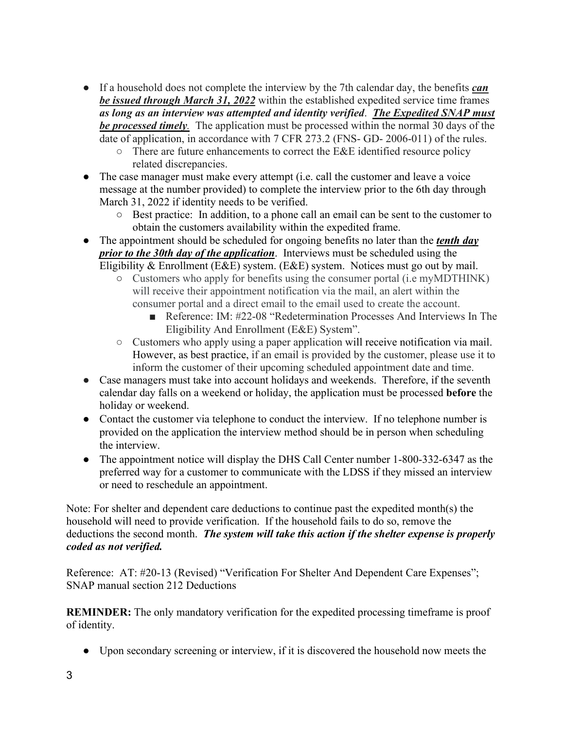- If a household does not complete the interview by the 7th calendar day, the benefits ***<u>can be issued through March 31, 2022</u>*** within the established expedited service time frames ***as long as an interview was attempted and identity verified***. ***<u>The Expedited SNAP must be processed timely</u>***. The application must be processed within the normal 30 days of the date of application, in accordance with 7 CFR 273.2 (FNS- GD- 2006-011) of the rules.
  - There are future enhancements to correct the E&E identified resource policy related discrepancies.
- The case manager must make every attempt (i.e. call the customer and leave a voice message at the number provided) to complete the interview prior to the 6th day through March 31, 2022 if identity needs to be verified.
  - Best practice: In addition, to a phone call an email can be sent to the customer to obtain the customers availability within the expedited frame.
- The appointment should be scheduled for ongoing benefits no later than the ***<u>tenth day prior to the 30th day of the application</u>***. Interviews must be scheduled using the Eligibility & Enrollment (E&E) system. (E&E) system. Notices must go out by mail.
  - Customers who apply for benefits using the consumer portal (i.e myMDTHINK) will receive their appointment notification via the mail, an alert within the consumer portal and a direct email to the email used to create the account.
    - Reference: IM: #22-08 "Redetermination Processes And Interviews In The Eligibility And Enrollment (E&E) System".
  - Customers who apply using a paper application will receive notification via mail. However, as best practice, if an email is provided by the customer, please use it to inform the customer of their upcoming scheduled appointment date and time.
- Case managers must take into account holidays and weekends. Therefore, if the seventh calendar day falls on a weekend or holiday, the application must be processed **before** the holiday or weekend.
- Contact the customer via telephone to conduct the interview. If no telephone number is provided on the application the interview method should be in person when scheduling the interview.
- The appointment notice will display the DHS Call Center number 1-800-332-6347 as the preferred way for a customer to communicate with the LDSS if they missed an interview or need to reschedule an appointment.

Note: For shelter and dependent care deductions to continue past the expedited month(s) the household will need to provide verification. If the household fails to do so, remove the deductions the second month. ***The system will take this action if the shelter expense is properly coded as not verified.***

Reference: AT: #20-13 (Revised) "Verification For Shelter And Dependent Care Expenses"; SNAP manual section 212 Deductions

**REMINDER:** The only mandatory verification for the expedited processing timeframe is proof of identity.

- Upon secondary screening or interview, if it is discovered the household now meets the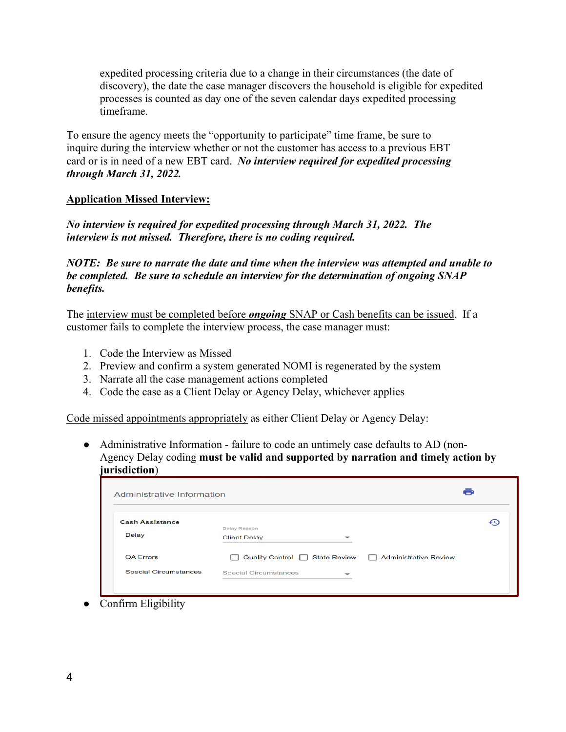expedited processing criteria due to a change in their circumstances (the date of discovery), the date the case manager discovers the household is eligible for expedited processes is counted as day one of the seven calendar days expedited processing timeframe.

To ensure the agency meets the "opportunity to participate" time frame, be sure to inquire during the interview whether or not the customer has access to a previous EBT card or is in need of a new EBT card. ***No interview required for expedited processing through March 31, 2022.***

**Application Missed Interview:**

***No interview is required for expedited processing through March 31, 2022. The interview is not missed. Therefore, there is no coding required.***

***NOTE: Be sure to narrate the date and time when the interview was attempted and unable to be completed. Be sure to schedule an interview for the determination of ongoing SNAP benefits.***

The interview must be completed before ***ongoing*** SNAP or Cash benefits can be issued. If a customer fails to complete the interview process, the case manager must:

1. Code the Interview as Missed
2. Preview and confirm a system generated NOMI is regenerated by the system
3. Narrate all the case management actions completed
4. Code the case as a Client Delay or Agency Delay, whichever applies

Code missed appointments appropriately as either Client Delay or Agency Delay:

- Administrative Information - failure to code an untimely case defaults to AD (non-Agency Delay coding **must be valid and supported by narration and timely action by jurisdiction**)

  Administrative Information

  **Cash Assistance**

  | | |
  |---|---|
  | Delay | Delay Reason: Client Delay |
  | QA Errors | ☐ Quality Control ☐ State Review ☐ Administrative Review |
  | Special Circumstances | Special Circumstances |

- Confirm Eligibility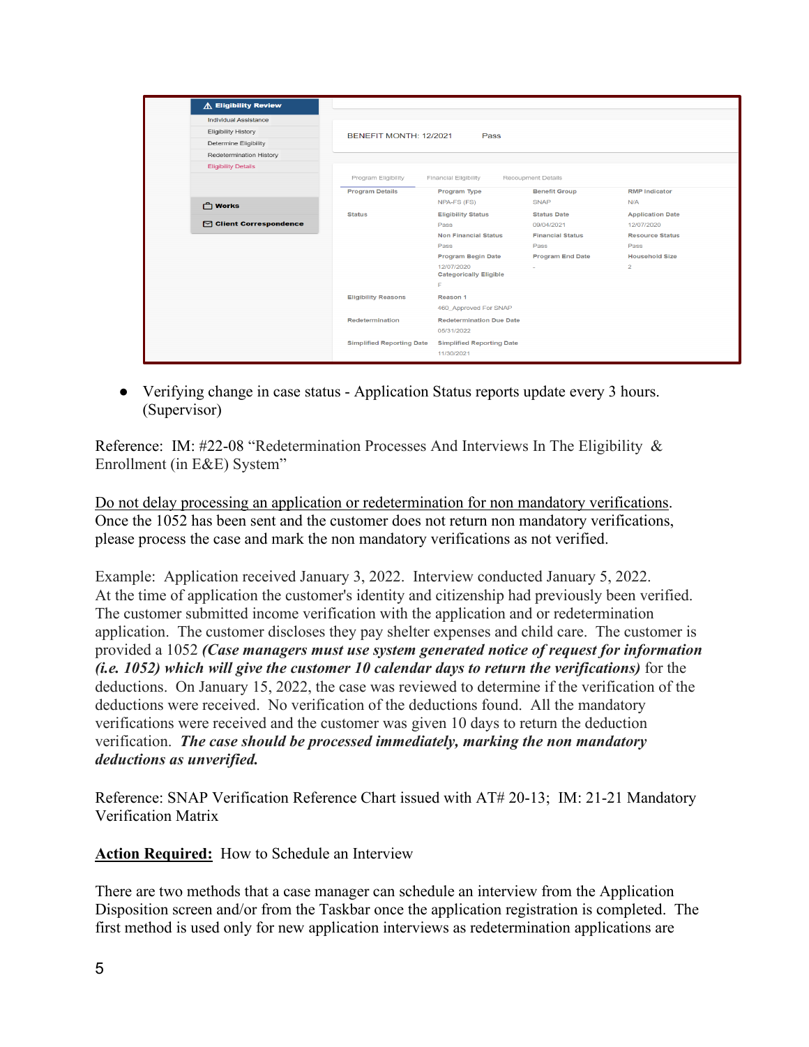Eligibility Review
- Individual Assistance
- Eligibility History
- Determine Eligibility
- Redetermination History
- Eligibility Details

Works

Client Correspondence

BENEFIT MONTH: 12/2021 Pass

Program Eligibility | Financial Eligibility | Recoupment Details

| | | | |
|---|---|---|---|
| Program Details | Program Type<br>NPA-FS (FS) | Benefit Group<br>SNAP | RMP Indicator<br>N/A |
| Status | Eligibility Status<br>Pass | Status Date<br>09/04/2021 | Application Date<br>12/07/2020 |
| | Non Financial Status<br>Pass | Financial Status<br>Pass | Resource Status<br>Pass |
| | Program Begin Date<br>12/07/2020 | Program End Date<br>- | Household Size<br>2 |
| | Categorically Eligible<br>F | | |
| Eligibility Reasons | Reason 1<br>460_Approved For SNAP | | |
| Redetermination | Redetermination Due Date<br>05/31/2022 | | |
| Simplified Reporting Date | Simplified Reporting Date<br>11/30/2021 | | |

- Verifying change in case status - Application Status reports update every 3 hours. (Supervisor)

Reference: IM: #22-08 "Redetermination Processes And Interviews In The Eligibility & Enrollment (in E&E) System"

<u>Do not delay processing an application or redetermination for non mandatory verifications</u>. Once the 1052 has been sent and the customer does not return non mandatory verifications, please process the case and mark the non mandatory verifications as not verified.

Example: Application received January 3, 2022. Interview conducted January 5, 2022. At the time of application the customer's identity and citizenship had previously been verified. The customer submitted income verification with the application and or redetermination application. The customer discloses they pay shelter expenses and child care. The customer is provided a 1052 ***(Case managers must use system generated notice of request for information (i.e. 1052) which will give the customer 10 calendar days to return the verifications)*** for the deductions. On January 15, 2022, the case was reviewed to determine if the verification of the deductions were received. No verification of the deductions found. All the mandatory verifications were received and the customer was given 10 days to return the deduction verification. ***The case should be processed immediately, marking the non mandatory deductions as unverified.***

Reference: SNAP Verification Reference Chart issued with AT# 20-13; IM: 21-21 Mandatory Verification Matrix

**<u>Action Required:</u>** How to Schedule an Interview

There are two methods that a case manager can schedule an interview from the Application Disposition screen and/or from the Taskbar once the application registration is completed. The first method is used only for new application interviews as redetermination applications are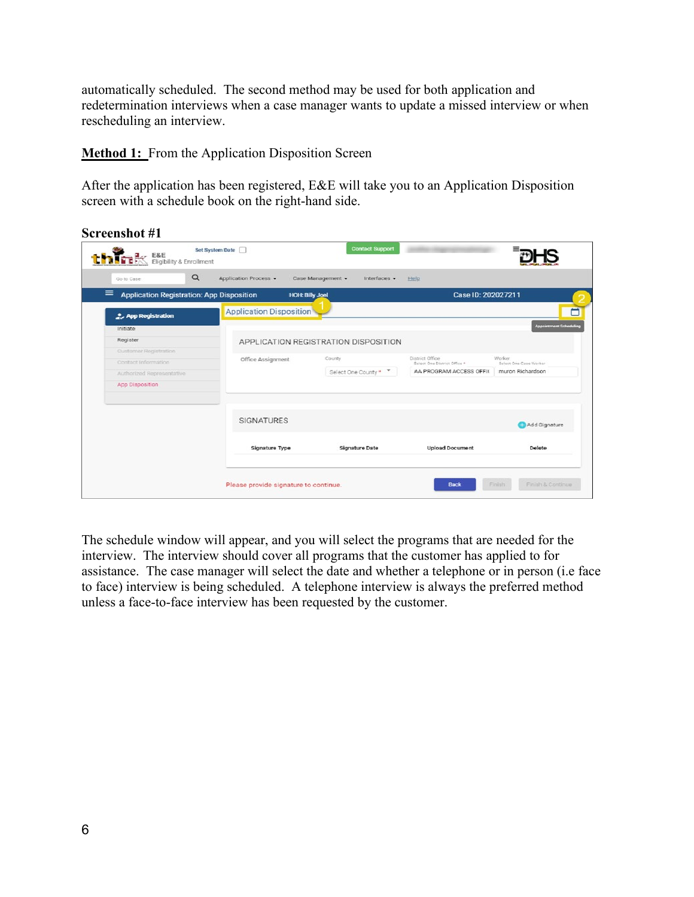automatically scheduled. The second method may be used for both application and redetermination interviews when a case manager wants to update a missed interview or when rescheduling an interview.

**<u>Method 1:</u>** From the Application Disposition Screen

After the application has been registered, E&E will take you to an Application Disposition screen with a schedule book on the right-hand side.

**Screenshot #1**

The schedule window will appear, and you will select the programs that are needed for the interview. The interview should cover all programs that the customer has applied to for assistance. The case manager will select the date and whether a telephone or in person (i.e face to face) interview is being scheduled. A telephone interview is always the preferred method unless a face-to-face interview has been requested by the customer.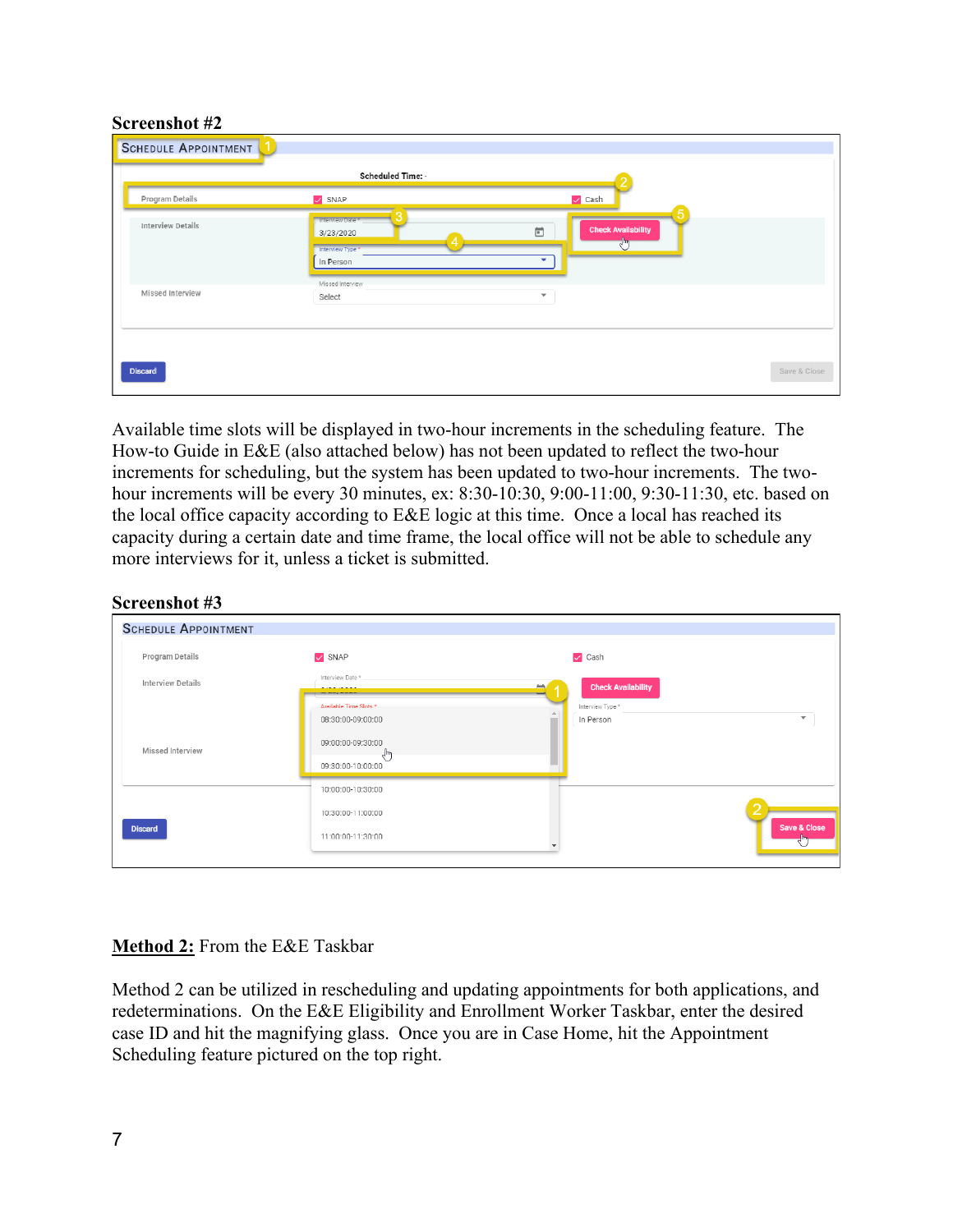**Screenshot #2**

Available time slots will be displayed in two-hour increments in the scheduling feature. The How-to Guide in E&E (also attached below) has not been updated to reflect the two-hour increments for scheduling, but the system has been updated to two-hour increments. The two-hour increments will be every 30 minutes, ex: 8:30-10:30, 9:00-11:00, 9:30-11:30, etc. based on the local office capacity according to E&E logic at this time. Once a local has reached its capacity during a certain date and time frame, the local office will not be able to schedule any more interviews for it, unless a ticket is submitted.

**Screenshot #3**

__Method 2:__ From the E&E Taskbar

Method 2 can be utilized in rescheduling and updating appointments for both applications, and redeterminations. On the E&E Eligibility and Enrollment Worker Taskbar, enter the desired case ID and hit the magnifying glass. Once you are in Case Home, hit the Appointment Scheduling feature pictured on the top right.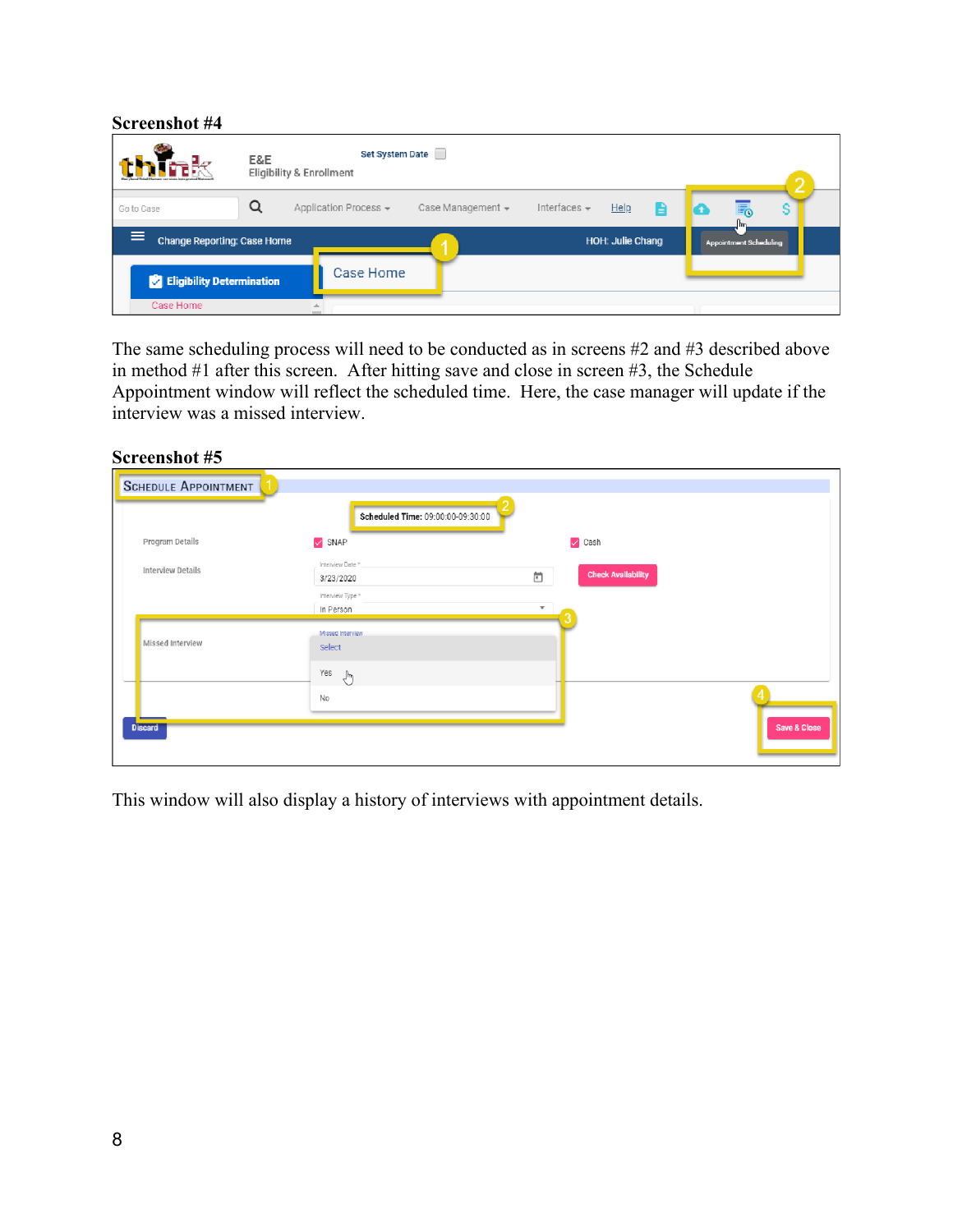**Screenshot #4**

The same scheduling process will need to be conducted as in screens #2 and #3 described above in method #1 after this screen. After hitting save and close in screen #3, the Schedule Appointment window will reflect the scheduled time. Here, the case manager will update if the interview was a missed interview.

**Screenshot #5**

This window will also display a history of interviews with appointment details.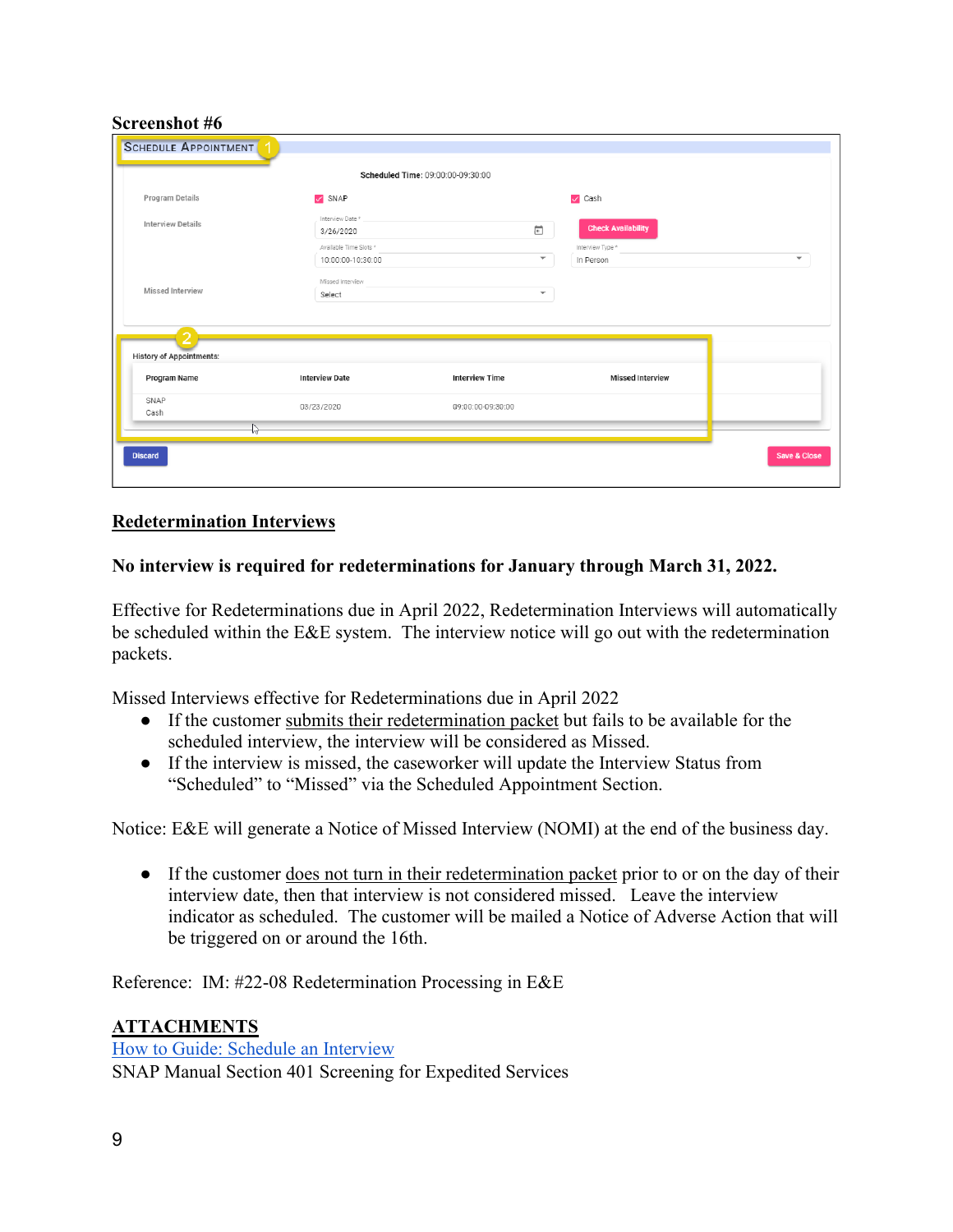**Screenshot #6**

**Redetermination Interviews**

**No interview is required for redeterminations for January through March 31, 2022.**

Effective for Redeterminations due in April 2022, Redetermination Interviews will automatically be scheduled within the E&E system. The interview notice will go out with the redetermination packets.

Missed Interviews effective for Redeterminations due in April 2022

- If the customer submits their redetermination packet but fails to be available for the scheduled interview, the interview will be considered as Missed.
- If the interview is missed, the caseworker will update the Interview Status from "Scheduled" to "Missed" via the Scheduled Appointment Section.

Notice: E&E will generate a Notice of Missed Interview (NOMI) at the end of the business day.

- If the customer does not turn in their redetermination packet prior to or on the day of their interview date, then that interview is not considered missed. Leave the interview indicator as scheduled. The customer will be mailed a Notice of Adverse Action that will be triggered on or around the 16th.

Reference: IM: #22-08 Redetermination Processing in E&E

**ATTACHMENTS**

How to Guide: Schedule an Interview

SNAP Manual Section 401 Screening for Expedited Services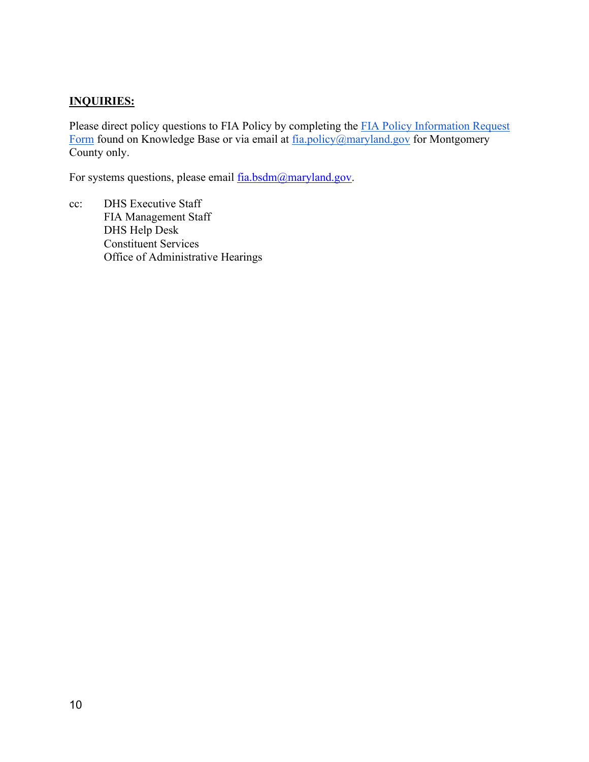**INQUIRIES:**

Please direct policy questions to FIA Policy by completing the FIA Policy Information Request Form found on Knowledge Base or via email at fia.policy@maryland.gov for Montgomery County only.

For systems questions, please email fia.bsdm@maryland.gov.

cc: DHS Executive Staff
FIA Management Staff
DHS Help Desk
Constituent Services
Office of Administrative Hearings